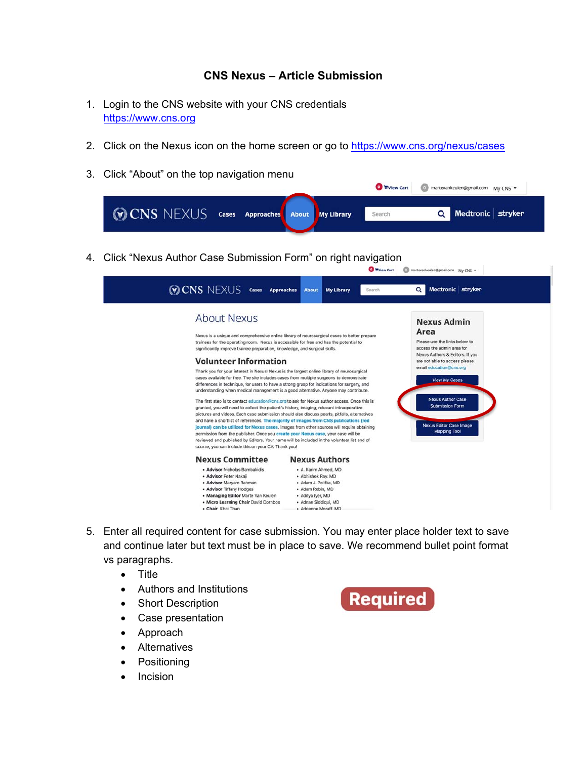# CNS Nexus – Article Submission

1. Login to the CNS website with your CNS credentials https://www.cns.org

2. Click on the Nexus icon on the home screen or go to https://www.cns.org/nexus/cases

3. Click "About" on the top navigation menu

4. Click "Nexus Author Case Submission Form" on right navigation

5. Enter all required content for case submission. You may enter place holder text to save and continue later but text must be in place to save. We recommend bullet point format vs paragraphs.
   - Title
   - Authors and Institutions
   - Short Description
   - Case presentation
   - Approach
   - Alternatives
   - Positioning
   - Incision

Required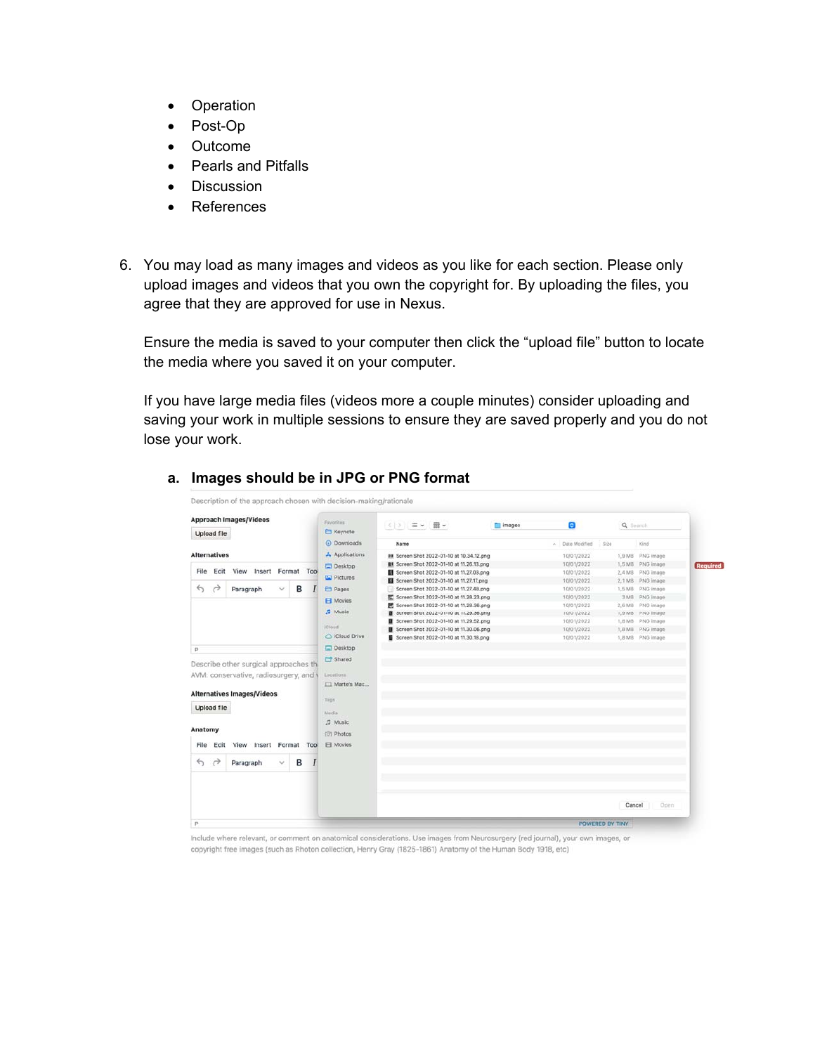- Operation
- Post-Op
- Outcome
- Pearls and Pitfalls
- Discussion
- References

6. You may load as many images and videos as you like for each section. Please only upload images and videos that you own the copyright for. By uploading the files, you agree that they are approved for use in Nexus.

   Ensure the media is saved to your computer then click the "upload file" button to locate the media where you saved it on your computer.

   If you have large media files (videos more a couple minutes) consider uploading and saving your work in multiple sessions to ensure they are saved properly and you do not lose your work.

   a. **Images should be in JPG or PNG format**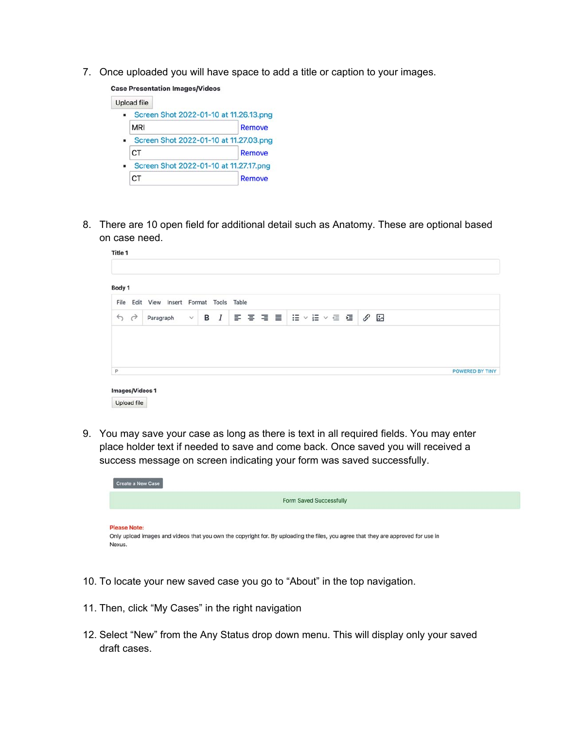7. Once uploaded you will have space to add a title or caption to your images.

**Case Presentation Images/Videos**

Upload file

- Screen Shot 2022-01-10 at 11.26.13.png
  MRI Remove
- Screen Shot 2022-01-10 at 11.27.03.png
  CT Remove
- Screen Shot 2022-01-10 at 11.27.17.png
  CT Remove

8. There are 10 open field for additional detail such as Anatomy. These are optional based on case need.

**Title 1**

**Body 1**

File Edit View Insert Format Tools Table

Paragraph B I

P POWERED BY TINY

**Images/Videos 1**

Upload file

9. You may save your case as long as there is text in all required fields. You may enter place holder text if needed to save and come back. Once saved you will received a success message on screen indicating your form was saved successfully.

Create a New Case

Form Saved Successfully

**Please Note:**
Only upload images and videos that you own the copyright for. By uploading the files, you agree that they are approved for use in Nexus.

10. To locate your new saved case you go to "About" in the top navigation.

11. Then, click "My Cases" in the right navigation

12. Select "New" from the Any Status drop down menu. This will display only your saved draft cases.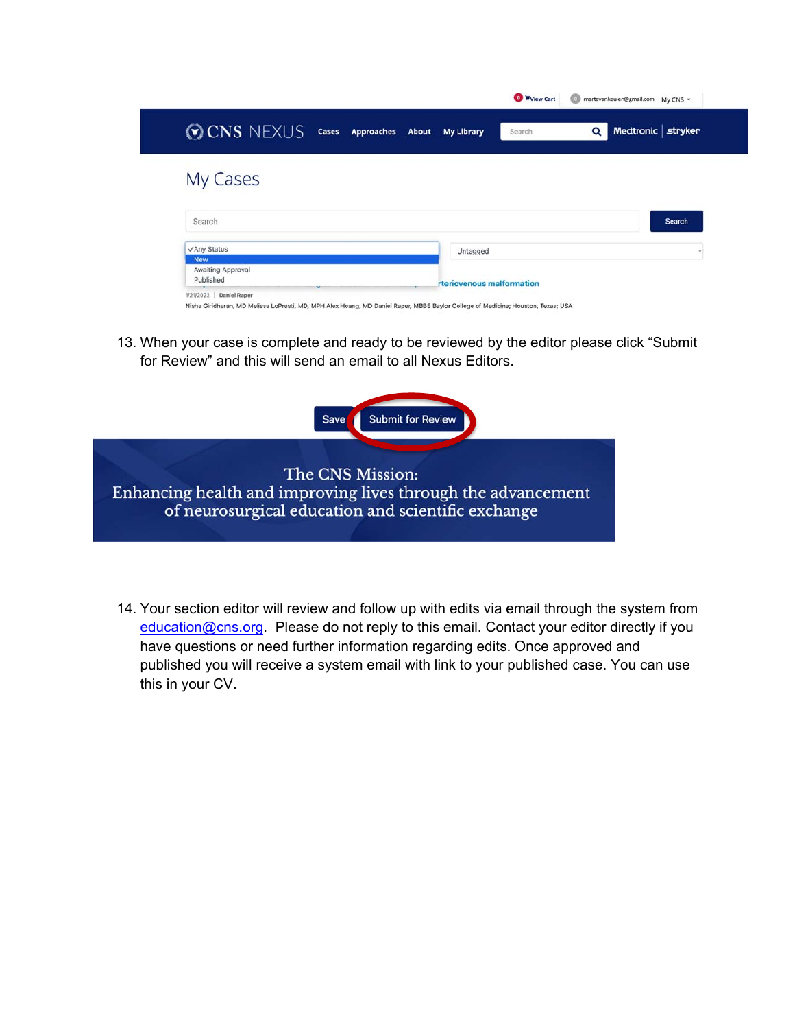13. When your case is complete and ready to be reviewed by the editor please click "Submit for Review" and this will send an email to all Nexus Editors.

14. Your section editor will review and follow up with edits via email through the system from education@cns.org. Please do not reply to this email. Contact your editor directly if you have questions or need further information regarding edits. Once approved and published you will receive a system email with link to your published case. You can use this in your CV.